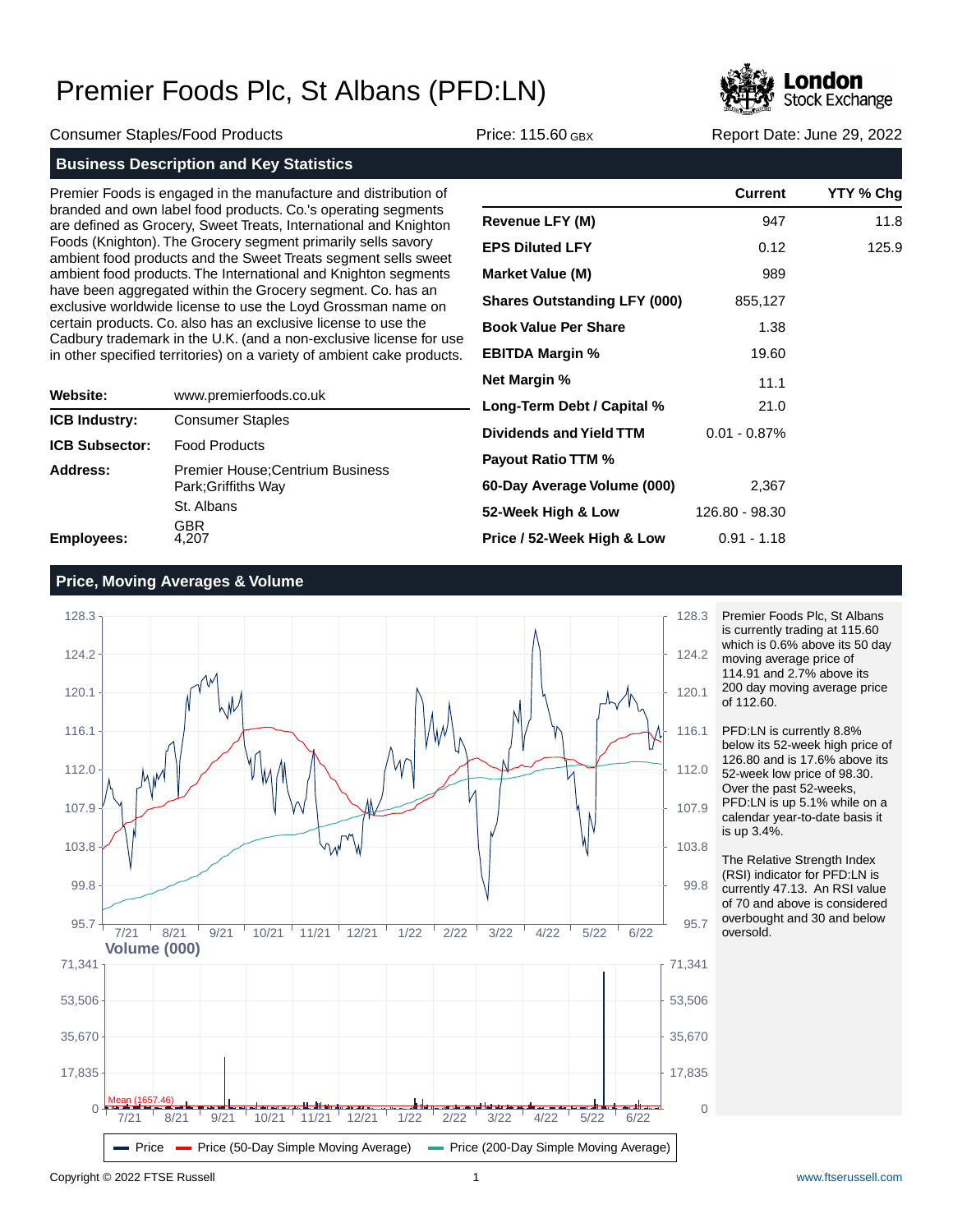# Premier Foods Plc, St Albans (PFD:LN)

Consumer Staples/Food Products | Price: 115.60 GBX | Report Date: June 29, 2022

## Business Description and Key Statistics

Premier Foods is engaged in the manufacture and distribution of branded and own label food products. Co.'s operating segments are defined as Grocery, Sweet Treats, International and Knighton Foods (Knighton). The Grocery segment primarily sells savory ambient food products and the Sweet Treats segment sells sweet ambient food products. The International and Knighton segments have been aggregated within the Grocery segment. Co. has an exclusive worldwide license to use the Loyd Grossman name on certain products. Co. also has an exclusive license to use the Cadbury trademark in the U.K. (and a non-exclusive license for use in other specified territories) on a variety of ambient cake products.

| | |
|---|---|
| **Website:** | www.premierfoods.co.uk |
| **ICB Industry:** | Consumer Staples |
| **ICB Subsector:** | Food Products |
| **Address:** | Premier House;Centrium Business Park;Griffiths Way<br>St. Albans<br>GBR |
| **Employees:** | 4,207 |

| | Current | YTY % Chg |
|---|---|---|
| **Revenue LFY (M)** | 947 | 11.8 |
| **EPS Diluted LFY** | 0.12 | 125.9 |
| **Market Value (M)** | 989 | |
| **Shares Outstanding LFY (000)** | 855,127 | |
| **Book Value Per Share** | 1.38 | |
| **EBITDA Margin %** | 19.60 | |
| **Net Margin %** | 11.1 | |
| **Long-Term Debt / Capital %** | 21.0 | |
| **Dividends and Yield TTM** | 0.01 - 0.87% | |
| **Payout Ratio TTM %** | | |
| **60-Day Average Volume (000)** | 2,367 | |
| **52-Week High & Low** | 126.80 - 98.30 | |
| **Price / 52-Week High & Low** | 0.91 - 1.18 | |

## Price, Moving Averages & Volume

Premier Foods Plc, St Albans is currently trading at 115.60 which is 0.6% above its 50 day moving average price of 114.91 and 2.7% above its 200 day moving average price of 112.60.

PFD:LN is currently 8.8% below its 52-week high price of 126.80 and is 17.6% above its 52-week low price of 98.30. Over the past 52-weeks, PFD:LN is up 5.1% while on a calendar year-to-date basis it is up 3.4%.

The Relative Strength Index (RSI) indicator for PFD:LN is currently 47.13. An RSI value of 70 and above is considered overbought and 30 and below oversold.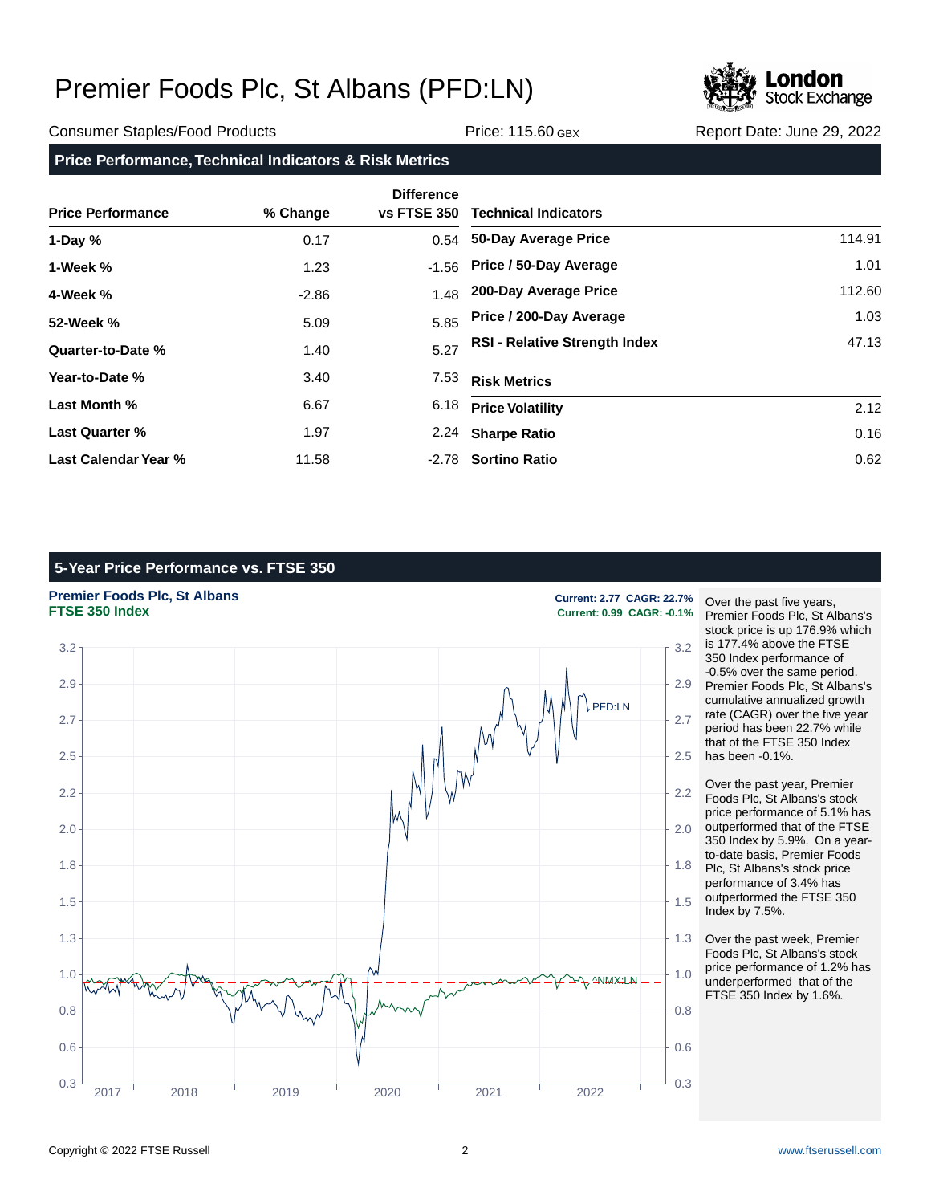# Premier Foods Plc, St Albans (PFD:LN)

Consumer Staples/Food Products | Price: 115.60 GBX | Report Date: June 29, 2022

## Price Performance, Technical Indicators & Risk Metrics

| Price Performance | % Change | Difference vs FTSE 350 |
|---|---|---|
| 1-Day % | 0.17 | 0.54 |
| 1-Week % | 1.23 | -1.56 |
| 4-Week % | -2.86 | 1.48 |
| 52-Week % | 5.09 | 5.85 |
| Quarter-to-Date % | 1.40 | 5.27 |
| Year-to-Date % | 3.40 | 7.53 |
| Last Month % | 6.67 | 6.18 |
| Last Quarter % | 1.97 | 2.24 |
| Last Calendar Year % | 11.58 | -2.78 |

| Technical Indicators | |
|---|---|
| 50-Day Average Price | 114.91 |
| Price / 50-Day Average | 1.01 |
| 200-Day Average Price | 112.60 |
| Price / 200-Day Average | 1.03 |
| RSI - Relative Strength Index | 47.13 |

| Risk Metrics | |
|---|---|
| Price Volatility | 2.12 |
| Sharpe Ratio | 0.16 |
| Sortino Ratio | 0.62 |

## 5-Year Price Performance vs. FTSE 350

**Premier Foods Plc, St Albans** — Current: 2.77 CAGR: 22.7%
**FTSE 350 Index** — Current: 0.99 CAGR: -0.1%

Over the past five years, Premier Foods Plc, St Albans's stock price is up 176.9% which is 177.4% above the FTSE 350 Index performance of -0.5% over the same period. Premier Foods Plc, St Albans's cumulative annualized growth rate (CAGR) over the five year period has been 22.7% while that of the FTSE 350 Index has been -0.1%.

Over the past year, Premier Foods Plc, St Albans's stock price performance of 5.1% has outperformed that of the FTSE 350 Index by 5.9%. On a year-to-date basis, Premier Foods Plc, St Albans's stock price performance of 3.4% has outperformed the FTSE 350 Index by 7.5%.

Over the past week, Premier Foods Plc, St Albans's stock price performance of 1.2% has underperformed that of the FTSE 350 Index by 1.6%.

Copyright © 2022 FTSE Russell | www.ftserussell.com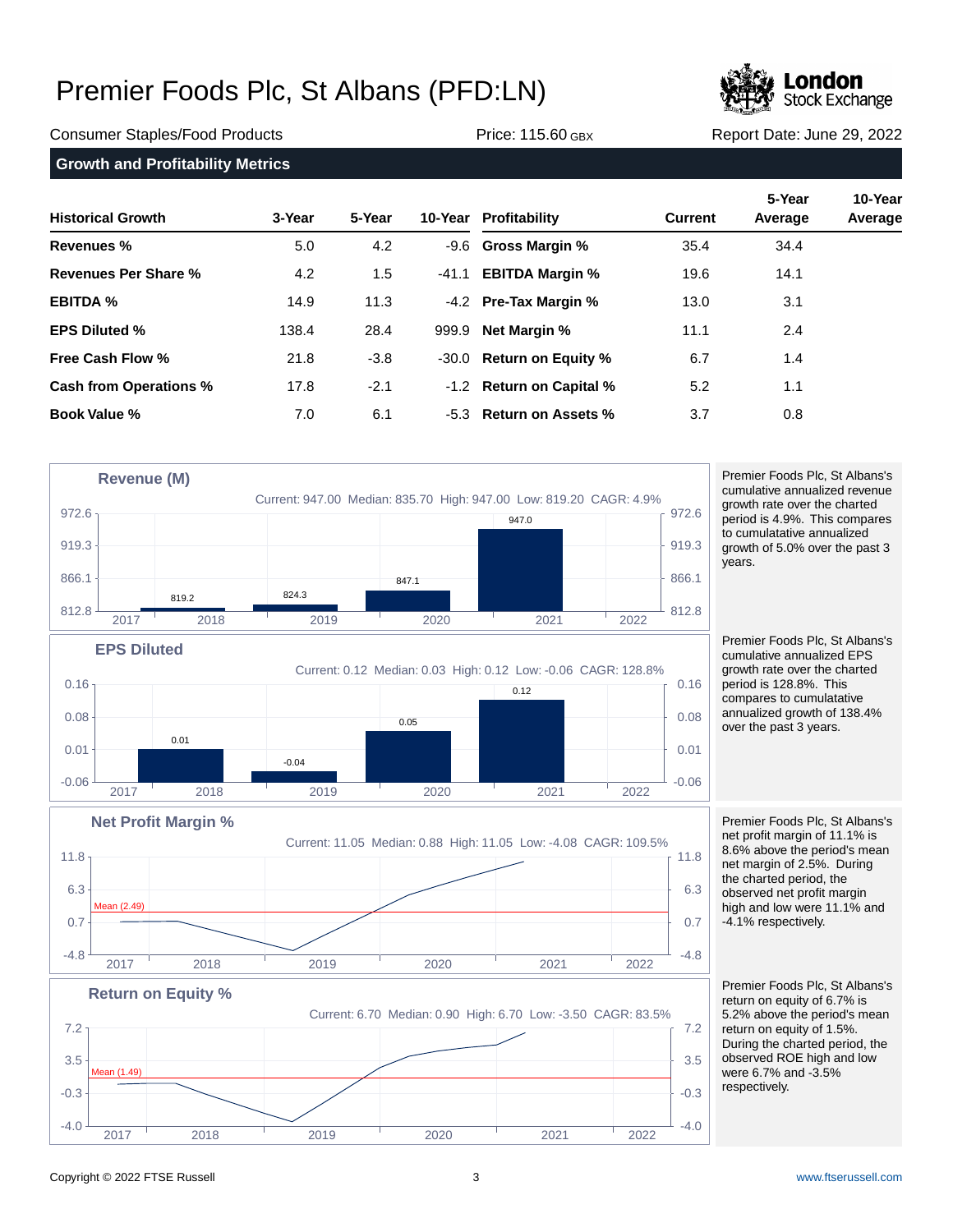# Premier Foods Plc, St Albans (PFD:LN)

Consumer Staples/Food Products | Price: 115.60 GBX | Report Date: June 29, 2022

## Growth and Profitability Metrics

| Historical Growth | 3-Year | 5-Year | 10-Year | Profitability | Current | 5-Year Average | 10-Year Average |
|---|---|---|---|---|---|---|---|
| **Revenues %** | 5.0 | 4.2 | -9.6 | **Gross Margin %** | 35.4 | 34.4 | |
| **Revenues Per Share %** | 4.2 | 1.5 | -41.1 | **EBITDA Margin %** | 19.6 | 14.1 | |
| **EBITDA %** | 14.9 | 11.3 | -4.2 | **Pre-Tax Margin %** | 13.0 | 3.1 | |
| **EPS Diluted %** | 138.4 | 28.4 | 999.9 | **Net Margin %** | 11.1 | 2.4 | |
| **Free Cash Flow %** | 21.8 | -3.8 | -30.0 | **Return on Equity %** | 6.7 | 1.4 | |
| **Cash from Operations %** | 17.8 | -2.1 | -1.2 | **Return on Capital %** | 5.2 | 1.1 | |
| **Book Value %** | 7.0 | 6.1 | -5.3 | **Return on Assets %** | 3.7 | 0.8 | |

### Revenue (M)

Current: 947.00 Median: 835.70 High: 947.00 Low: 819.20 CAGR: 4.9%

| 2018 | 2019 | 2020 | 2021 |
|---|---|---|---|
| 819.2 | 824.3 | 847.1 | 947.0 |

Premier Foods Plc, St Albans's cumulative annualized revenue growth rate over the charted period is 4.9%. This compares to cumulatative annualized growth of 5.0% over the past 3 years.

### EPS Diluted

Current: 0.12 Median: 0.03 High: 0.12 Low: -0.06 CAGR: 128.8%

| 2018 | 2019 | 2020 | 2021 |
|---|---|---|---|
| 0.01 | -0.04 | 0.05 | 0.12 |

Premier Foods Plc, St Albans's cumulative annualized EPS growth rate over the charted period is 128.8%. This compares to cumulatative annualized growth of 138.4% over the past 3 years.

### Net Profit Margin %

Current: 11.05 Median: 0.88 High: 11.05 Low: -4.08 CAGR: 109.5%

Mean (2.49)

Premier Foods Plc, St Albans's net profit margin of 11.1% is 8.6% above the period's mean net margin of 2.5%. During the charted period, the observed net profit margin high and low were 11.1% and -4.1% respectively.

### Return on Equity %

Current: 6.70 Median: 0.90 High: 6.70 Low: -3.50 CAGR: 83.5%

Mean (1.49)

Premier Foods Plc, St Albans's return on equity of 6.7% is 5.2% above the period's mean return on equity of 1.5%. During the charted period, the observed ROE high and low were 6.7% and -3.5% respectively.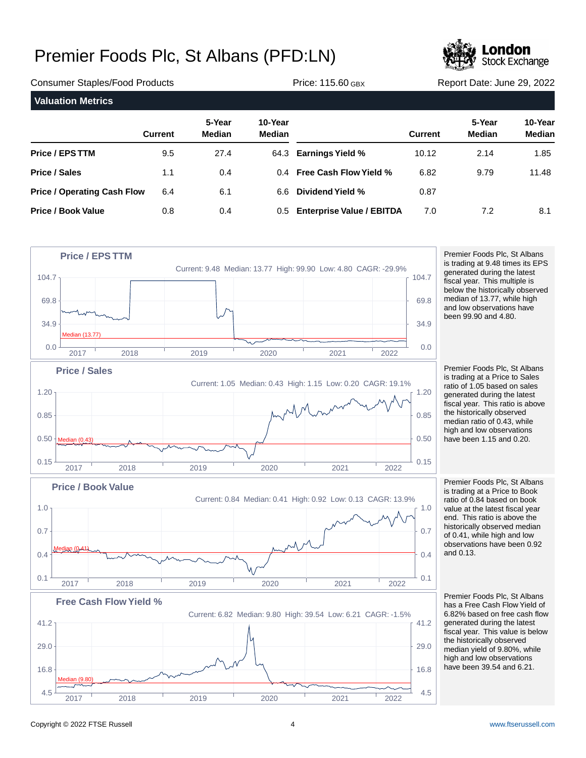# Premier Foods Plc, St Albans (PFD:LN)

Consumer Staples/Food Products | Price: 115.60 GBX | Report Date: June 29, 2022

## Valuation Metrics

| | Current | 5-Year Median | 10-Year Median | | Current | 5-Year Median | 10-Year Median |
|---|---|---|---|---|---|---|---|
| **Price / EPS TTM** | 9.5 | 27.4 | 64.3 | **Earnings Yield %** | 10.12 | 2.14 | 1.85 |
| **Price / Sales** | 1.1 | 0.4 | 0.4 | **Free Cash Flow Yield %** | 6.82 | 9.79 | 11.48 |
| **Price / Operating Cash Flow** | 6.4 | 6.1 | 6.6 | **Dividend Yield %** | 0.87 | | |
| **Price / Book Value** | 0.8 | 0.4 | 0.5 | **Enterprise Value / EBITDA** | 7.0 | 7.2 | 8.1 |

### Price / EPS TTM

Current: 9.48 Median: 13.77 High: 99.90 Low: 4.80 CAGR: -29.9%

Premier Foods Plc, St Albans is trading at 9.48 times its EPS generated during the latest fiscal year. This multiple is below the historically observed median of 13.77, while high and low observations have been 99.90 and 4.80.

### Price / Sales

Current: 1.05 Median: 0.43 High: 1.15 Low: 0.20 CAGR: 19.1%

Premier Foods Plc, St Albans is trading at a Price to Sales ratio of 1.05 based on sales generated during the latest fiscal year. This ratio is above the historically observed median ratio of 0.43, while high and low observations have been 1.15 and 0.20.

### Price / Book Value

Current: 0.84 Median: 0.41 High: 0.92 Low: 0.13 CAGR: 13.9%

Premier Foods Plc, St Albans is trading at a Price to Book ratio of 0.84 based on book value at the latest fiscal year end. This ratio is above the historically observed median of 0.41, while high and low observations have been 0.92 and 0.13.

### Free Cash Flow Yield %

Current: 6.82 Median: 9.80 High: 39.54 Low: 6.21 CAGR: -1.5%

Premier Foods Plc, St Albans has a Free Cash Flow Yield of 6.82% based on free cash flow generated during the latest fiscal year. This value is below the historically observed median yield of 9.80%, while high and low observations have been 39.54 and 6.21.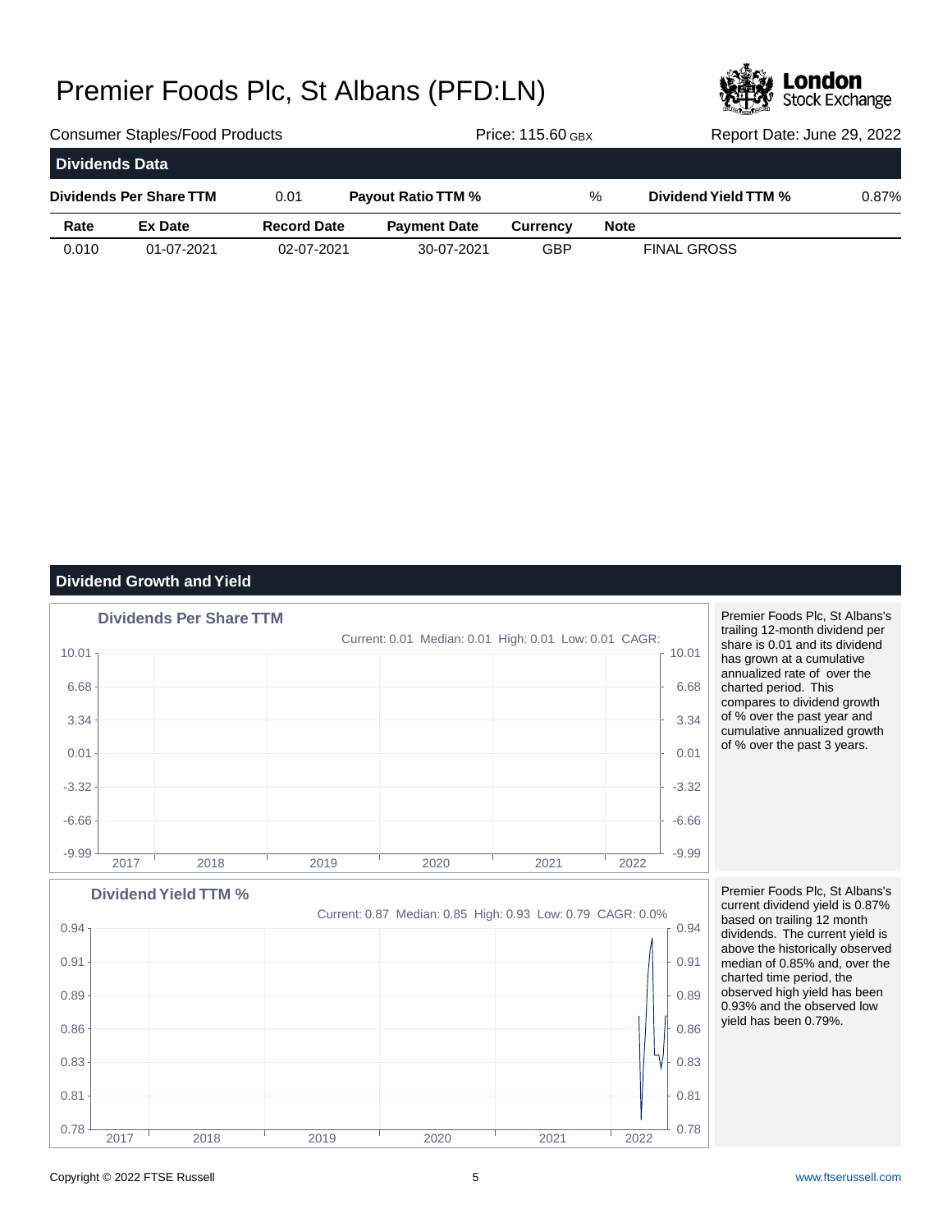# Premier Foods Plc, St Albans (PFD:LN)

Consumer Staples/Food Products | Price: 115.60 GBX | Report Date: June 29, 2022

## Dividends Data

| Dividends Per Share TTM | 0.01 | Payout Ratio TTM % | % | Dividend Yield TTM % | 0.87% |
|---|---|---|---|---|---|

| Rate | Ex Date | Record Date | Payment Date | Currency | Note |
|---|---|---|---|---|---|
| 0.010 | 01-07-2021 | 02-07-2021 | 30-07-2021 | GBP | FINAL GROSS |

## Dividend Growth and Yield

**Dividends Per Share TTM**

Current: 0.01 Median: 0.01 High: 0.01 Low: 0.01 CAGR:

Premier Foods Plc, St Albans's trailing 12-month dividend per share is 0.01 and its dividend has grown at a cumulative annualized rate of over the charted period. This compares to dividend growth of % over the past year and cumulative annualized growth of % over the past 3 years.

**Dividend Yield TTM %**

Current: 0.87 Median: 0.85 High: 0.93 Low: 0.79 CAGR: 0.0%

Premier Foods Plc, St Albans's current dividend yield is 0.87% based on trailing 12 month dividends. The current yield is above the historically observed median of 0.85% and, over the charted time period, the observed high yield has been 0.93% and the observed low yield has been 0.79%.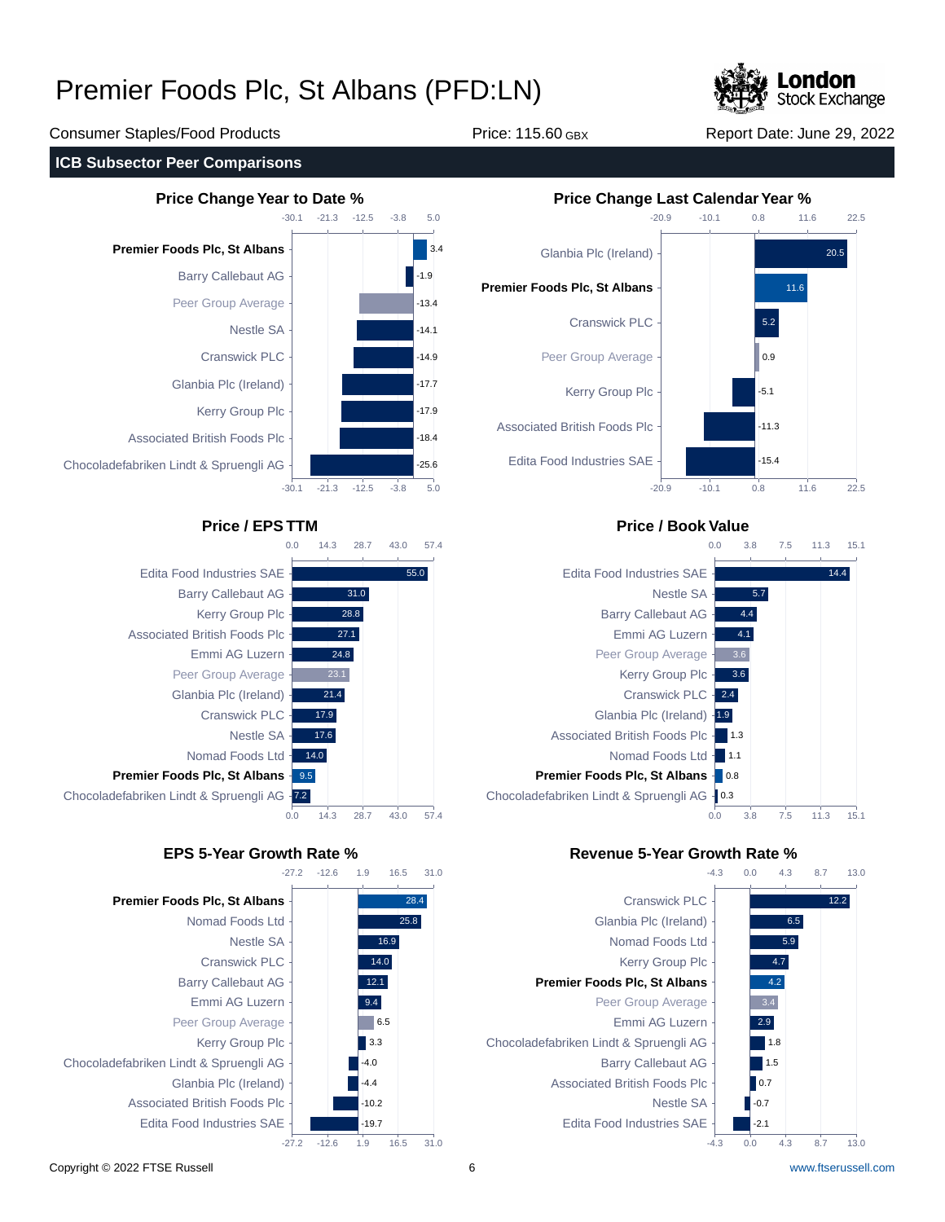# Premier Foods Plc, St Albans (PFD:LN)

Consumer Staples/Food Products | Price: 115.60 GBX | Report Date: June 29, 2022

## ICB Subsector Peer Comparisons

### Price Change Year to Date %

| Company | Value |
|---|---|
| **Premier Foods Plc, St Albans** | 3.4 |
| Barry Callebaut AG | -1.9 |
| Peer Group Average | -13.4 |
| Nestle SA | -14.1 |
| Cranswick PLC | -14.9 |
| Glanbia Plc (Ireland) | -17.7 |
| Kerry Group Plc | -17.9 |
| Associated British Foods Plc | -18.4 |
| Chocoladefabriken Lindt & Spruengli AG | -25.6 |

### Price Change Last Calendar Year %

| Company | Value |
|---|---|
| Glanbia Plc (Ireland) | 20.5 |
| **Premier Foods Plc, St Albans** | 11.6 |
| Cranswick PLC | 5.2 |
| Peer Group Average | 0.9 |
| Kerry Group Plc | -5.1 |
| Associated British Foods Plc | -11.3 |
| Edita Food Industries SAE | -15.4 |

### Price / EPS TTM

| Company | Value |
|---|---|
| Edita Food Industries SAE | 55.0 |
| Barry Callebaut AG | 31.0 |
| Kerry Group Plc | 28.8 |
| Associated British Foods Plc | 27.1 |
| Emmi AG Luzern | 24.8 |
| Peer Group Average | 23.1 |
| Glanbia Plc (Ireland) | 21.4 |
| Cranswick PLC | 17.9 |
| Nestle SA | 17.6 |
| Nomad Foods Ltd | 14.0 |
| **Premier Foods Plc, St Albans** | 9.5 |
| Chocoladefabriken Lindt & Spruengli AG | 7.2 |

### Price / Book Value

| Company | Value |
|---|---|
| Edita Food Industries SAE | 14.4 |
| Nestle SA | 5.7 |
| Barry Callebaut AG | 4.4 |
| Emmi AG Luzern | 4.1 |
| Peer Group Average | 3.6 |
| Kerry Group Plc | 3.6 |
| Cranswick PLC | 2.4 |
| Glanbia Plc (Ireland) | 1.9 |
| Associated British Foods Plc | 1.3 |
| Nomad Foods Ltd | 1.1 |
| **Premier Foods Plc, St Albans** | 0.8 |
| Chocoladefabriken Lindt & Spruengli AG | 0.3 |

### EPS 5-Year Growth Rate %

| Company | Value |
|---|---|
| **Premier Foods Plc, St Albans** | 28.4 |
| Nomad Foods Ltd | 25.8 |
| Nestle SA | 16.9 |
| Cranswick PLC | 14.0 |
| Barry Callebaut AG | 12.1 |
| Emmi AG Luzern | 9.4 |
| Peer Group Average | 6.5 |
| Kerry Group Plc | 3.3 |
| Chocoladefabriken Lindt & Spruengli AG | -4.0 |
| Glanbia Plc (Ireland) | -4.4 |
| Associated British Foods Plc | -10.2 |
| Edita Food Industries SAE | -19.7 |

### Revenue 5-Year Growth Rate %

| Company | Value |
|---|---|
| Cranswick PLC | 12.2 |
| Glanbia Plc (Ireland) | 6.5 |
| Nomad Foods Ltd | 5.9 |
| Kerry Group Plc | 4.7 |
| **Premier Foods Plc, St Albans** | 4.2 |
| Peer Group Average | 3.4 |
| Emmi AG Luzern | 2.9 |
| Chocoladefabriken Lindt & Spruengli AG | 1.8 |
| Barry Callebaut AG | 1.5 |
| Associated British Foods Plc | 0.7 |
| Nestle SA | -0.7 |
| Edita Food Industries SAE | -2.1 |

Copyright © 2022 FTSE Russell | www.ftserussell.com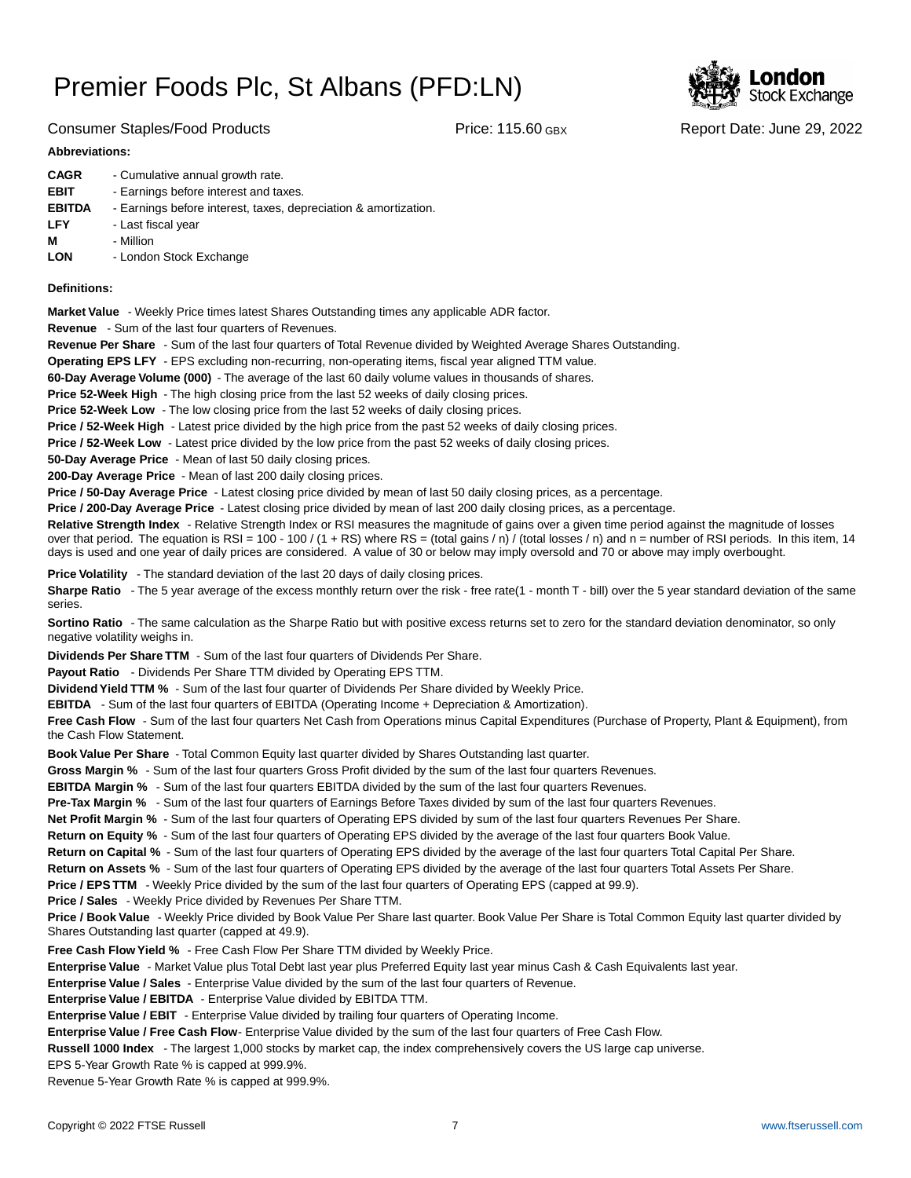# Premier Foods Plc, St Albans (PFD:LN)

Consumer Staples/Food Products | Price: 115.60 GBX | Report Date: June 29, 2022

**Abbreviations:**

**CAGR** - Cumulative annual growth rate.
**EBIT** - Earnings before interest and taxes.
**EBITDA** - Earnings before interest, taxes, depreciation & amortization.
**LFY** - Last fiscal year
**M** - Million
**LON** - London Stock Exchange

**Definitions:**

**Market Value** - Weekly Price times latest Shares Outstanding times any applicable ADR factor.

**Revenue** - Sum of the last four quarters of Revenues.

**Revenue Per Share** - Sum of the last four quarters of Total Revenue divided by Weighted Average Shares Outstanding.

**Operating EPS LFY** - EPS excluding non-recurring, non-operating items, fiscal year aligned TTM value.

**60-Day Average Volume (000)** - The average of the last 60 daily volume values in thousands of shares.

**Price 52-Week High** - The high closing price from the last 52 weeks of daily closing prices.

**Price 52-Week Low** - The low closing price from the last 52 weeks of daily closing prices.

**Price / 52-Week High** - Latest price divided by the high price from the past 52 weeks of daily closing prices.

**Price / 52-Week Low** - Latest price divided by the low price from the past 52 weeks of daily closing prices.

**50-Day Average Price** - Mean of last 50 daily closing prices.

**200-Day Average Price** - Mean of last 200 daily closing prices.

**Price / 50-Day Average Price** - Latest closing price divided by mean of last 50 daily closing prices, as a percentage.

**Price / 200-Day Average Price** - Latest closing price divided by mean of last 200 daily closing prices, as a percentage.

**Relative Strength Index** - Relative Strength Index or RSI measures the magnitude of gains over a given time period against the magnitude of losses over that period. The equation is RSI = 100 - 100 / (1 + RS) where RS = (total gains / n) / (total losses / n) and n = number of RSI periods. In this item, 14 days is used and one year of daily prices are considered. A value of 30 or below may imply oversold and 70 or above may imply overbought.

**Price Volatility** - The standard deviation of the last 20 days of daily closing prices.

**Sharpe Ratio** - The 5 year average of the excess monthly return over the risk - free rate(1 - month T - bill) over the 5 year standard deviation of the same series.

**Sortino Ratio** - The same calculation as the Sharpe Ratio but with positive excess returns set to zero for the standard deviation denominator, so only negative volatility weighs in.

**Dividends Per Share TTM** - Sum of the last four quarters of Dividends Per Share.

**Payout Ratio** - Dividends Per Share TTM divided by Operating EPS TTM.

**Dividend Yield TTM %** - Sum of the last four quarter of Dividends Per Share divided by Weekly Price.

**EBITDA** - Sum of the last four quarters of EBITDA (Operating Income + Depreciation & Amortization).

**Free Cash Flow** - Sum of the last four quarters Net Cash from Operations minus Capital Expenditures (Purchase of Property, Plant & Equipment), from the Cash Flow Statement.

**Book Value Per Share** - Total Common Equity last quarter divided by Shares Outstanding last quarter.

**Gross Margin %** - Sum of the last four quarters Gross Profit divided by the sum of the last four quarters Revenues.

**EBITDA Margin %** - Sum of the last four quarters EBITDA divided by the sum of the last four quarters Revenues.

**Pre-Tax Margin %** - Sum of the last four quarters of Earnings Before Taxes divided by sum of the last four quarters Revenues.

**Net Profit Margin %** - Sum of the last four quarters of Operating EPS divided by sum of the last four quarters Revenues Per Share.

**Return on Equity %** - Sum of the last four quarters of Operating EPS divided by the average of the last four quarters Book Value.

**Return on Capital %** - Sum of the last four quarters of Operating EPS divided by the average of the last four quarters Total Capital Per Share.

**Return on Assets %** - Sum of the last four quarters of Operating EPS divided by the average of the last four quarters Total Assets Per Share.

**Price / EPS TTM** - Weekly Price divided by the sum of the last four quarters of Operating EPS (capped at 99.9).

**Price / Sales** - Weekly Price divided by Revenues Per Share TTM.

**Price / Book Value** - Weekly Price divided by Book Value Per Share last quarter. Book Value Per Share is Total Common Equity last quarter divided by Shares Outstanding last quarter (capped at 49.9).

**Free Cash Flow Yield %** - Free Cash Flow Per Share TTM divided by Weekly Price.

**Enterprise Value** - Market Value plus Total Debt last year plus Preferred Equity last year minus Cash & Cash Equivalents last year.

**Enterprise Value / Sales** - Enterprise Value divided by the sum of the last four quarters of Revenue.

**Enterprise Value / EBITDA** - Enterprise Value divided by EBITDA TTM.

**Enterprise Value / EBIT** - Enterprise Value divided by trailing four quarters of Operating Income.

**Enterprise Value / Free Cash Flow**- Enterprise Value divided by the sum of the last four quarters of Free Cash Flow.

**Russell 1000 Index** - The largest 1,000 stocks by market cap, the index comprehensively covers the US large cap universe.

EPS 5-Year Growth Rate % is capped at 999.9%.

Revenue 5-Year Growth Rate % is capped at 999.9%.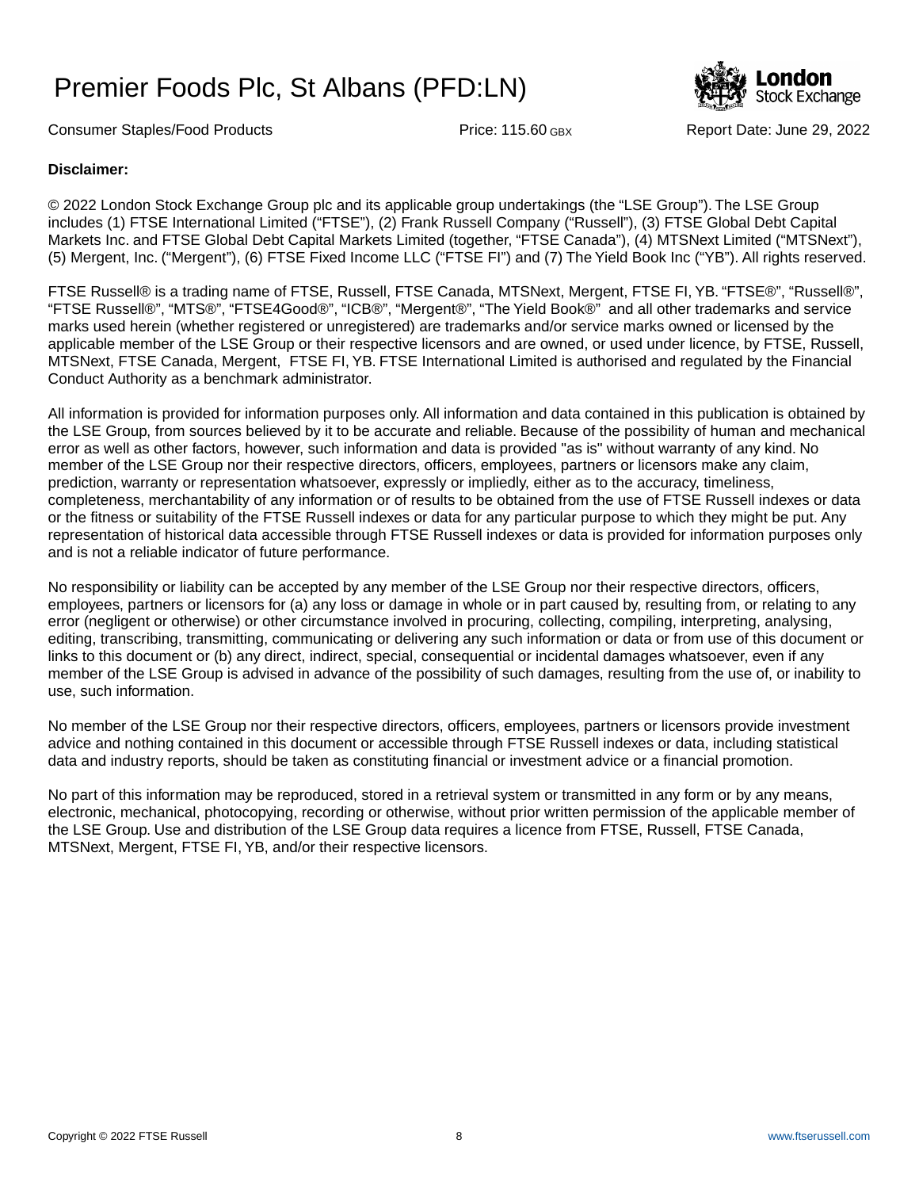**Disclaimer:**

© 2022 London Stock Exchange Group plc and its applicable group undertakings (the "LSE Group"). The LSE Group includes (1) FTSE International Limited ("FTSE"), (2) Frank Russell Company ("Russell"), (3) FTSE Global Debt Capital Markets Inc. and FTSE Global Debt Capital Markets Limited (together, "FTSE Canada"), (4) MTSNext Limited ("MTSNext"), (5) Mergent, Inc. ("Mergent"), (6) FTSE Fixed Income LLC ("FTSE FI") and (7) The Yield Book Inc ("YB"). All rights reserved.

FTSE Russell® is a trading name of FTSE, Russell, FTSE Canada, MTSNext, Mergent, FTSE FI, YB. "FTSE®", "Russell®", "FTSE Russell®", "MTS®", "FTSE4Good®", "ICB®", "Mergent®", "The Yield Book®" and all other trademarks and service marks used herein (whether registered or unregistered) are trademarks and/or service marks owned or licensed by the applicable member of the LSE Group or their respective licensors and are owned, or used under licence, by FTSE, Russell, MTSNext, FTSE Canada, Mergent, FTSE FI, YB. FTSE International Limited is authorised and regulated by the Financial Conduct Authority as a benchmark administrator.

All information is provided for information purposes only. All information and data contained in this publication is obtained by the LSE Group, from sources believed by it to be accurate and reliable. Because of the possibility of human and mechanical error as well as other factors, however, such information and data is provided "as is" without warranty of any kind. No member of the LSE Group nor their respective directors, officers, employees, partners or licensors make any claim, prediction, warranty or representation whatsoever, expressly or impliedly, either as to the accuracy, timeliness, completeness, merchantability of any information or of results to be obtained from the use of FTSE Russell indexes or data or the fitness or suitability of the FTSE Russell indexes or data for any particular purpose to which they might be put. Any representation of historical data accessible through FTSE Russell indexes or data is provided for information purposes only and is not a reliable indicator of future performance.

No responsibility or liability can be accepted by any member of the LSE Group nor their respective directors, officers, employees, partners or licensors for (a) any loss or damage in whole or in part caused by, resulting from, or relating to any error (negligent or otherwise) or other circumstance involved in procuring, collecting, compiling, interpreting, analysing, editing, transcribing, transmitting, communicating or delivering any such information or data or from use of this document or links to this document or (b) any direct, indirect, special, consequential or incidental damages whatsoever, even if any member of the LSE Group is advised in advance of the possibility of such damages, resulting from the use of, or inability to use, such information.

No member of the LSE Group nor their respective directors, officers, employees, partners or licensors provide investment advice and nothing contained in this document or accessible through FTSE Russell indexes or data, including statistical data and industry reports, should be taken as constituting financial or investment advice or a financial promotion.

No part of this information may be reproduced, stored in a retrieval system or transmitted in any form or by any means, electronic, mechanical, photocopying, recording or otherwise, without prior written permission of the applicable member of the LSE Group. Use and distribution of the LSE Group data requires a licence from FTSE, Russell, FTSE Canada, MTSNext, Mergent, FTSE FI, YB, and/or their respective licensors.